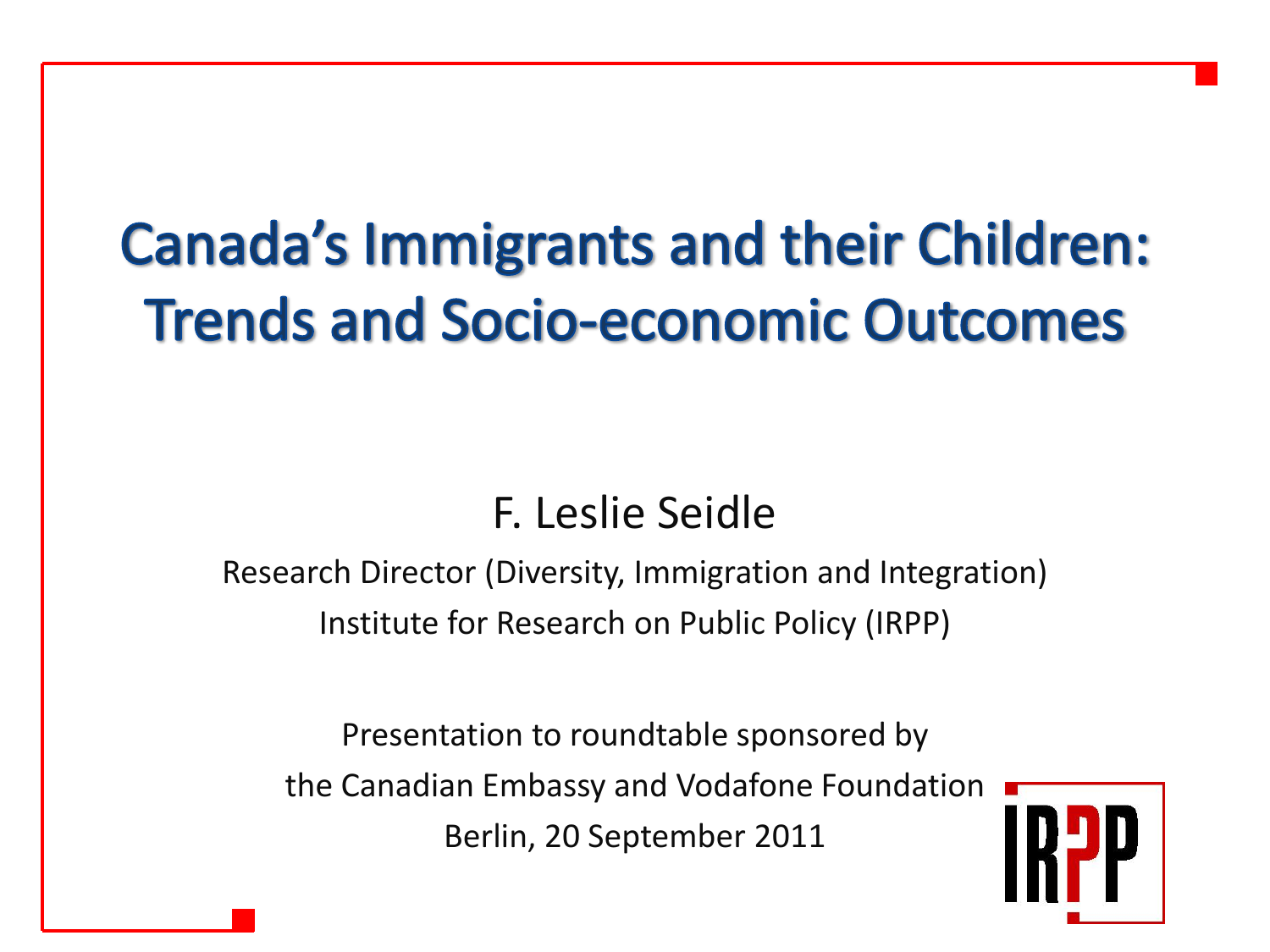# Canada's Immigrants and their Children: Trends and Socio-economic Outcomes

F. Leslie Seidle

Research Director (Diversity, Immigration and Integration)

Institute for Research on Public Policy (IRPP)

Presentation to roundtable sponsored by
the Canadian Embassy and Vodafone Foundation
Berlin, 20 September 2011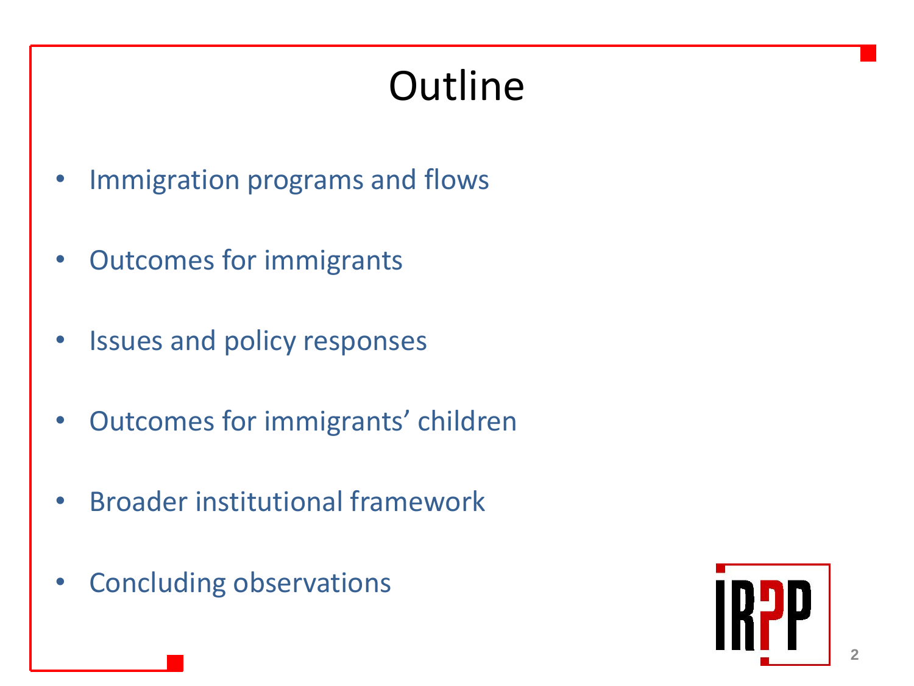# Outline

- Immigration programs and flows
- Outcomes for immigrants
- Issues and policy responses
- Outcomes for immigrants' children
- Broader institutional framework
- Concluding observations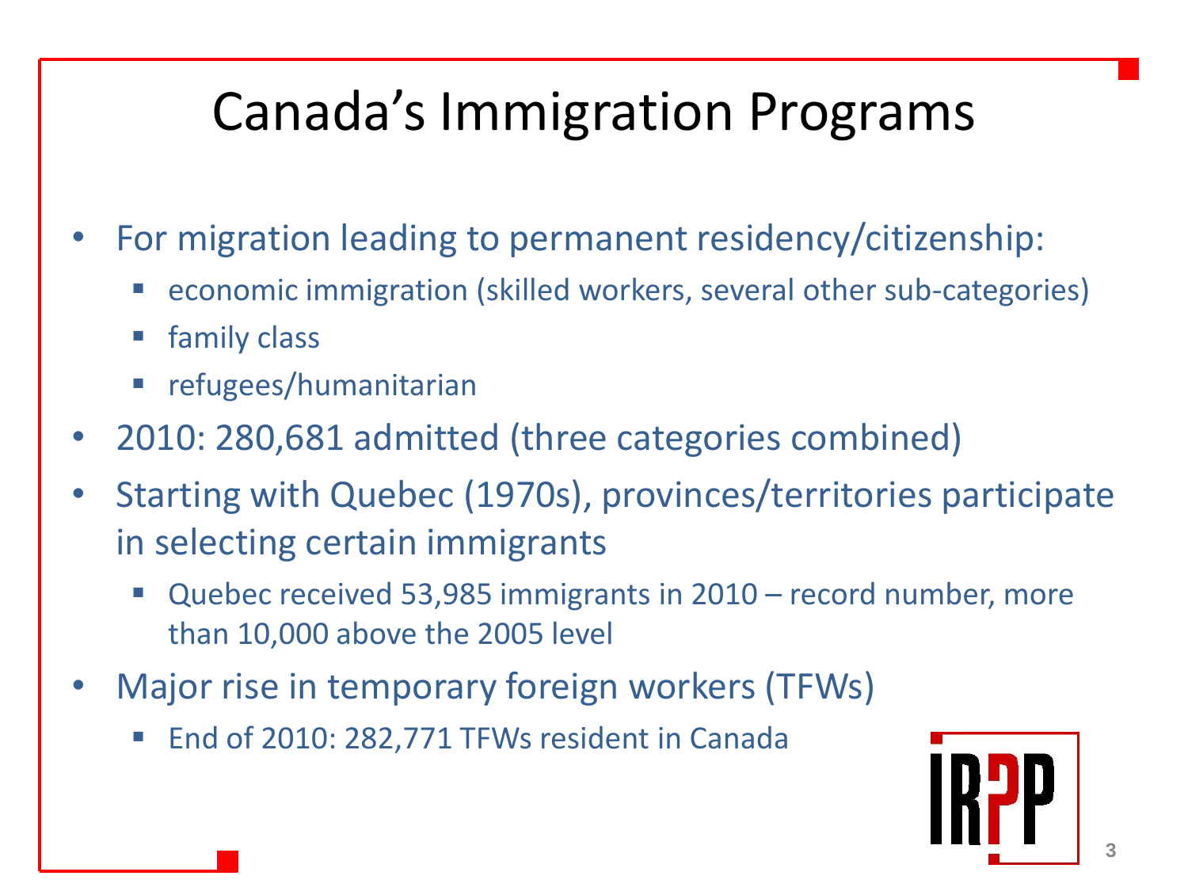# Canada's Immigration Programs

- For migration leading to permanent residency/citizenship:
  - economic immigration (skilled workers, several other sub-categories)
  - family class
  - refugees/humanitarian
- 2010: 280,681 admitted (three categories combined)
- Starting with Quebec (1970s), provinces/territories participate in selecting certain immigrants
  - Quebec received 53,985 immigrants in 2010 – record number, more than 10,000 above the 2005 level
- Major rise in temporary foreign workers (TFWs)
  - End of 2010: 282,771 TFWs resident in Canada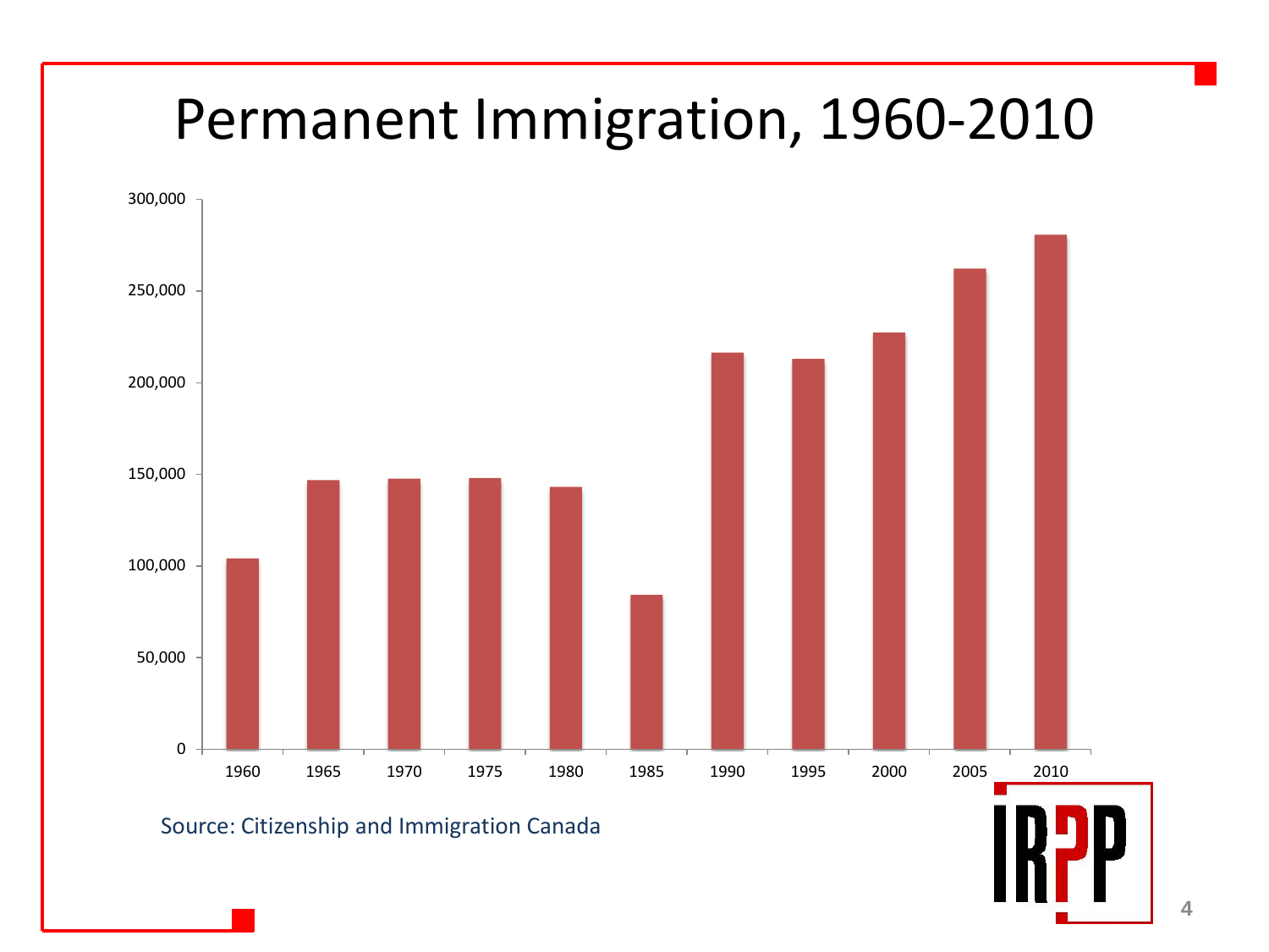# Permanent Immigration, 1960-2010

Source: Citizenship and Immigration Canada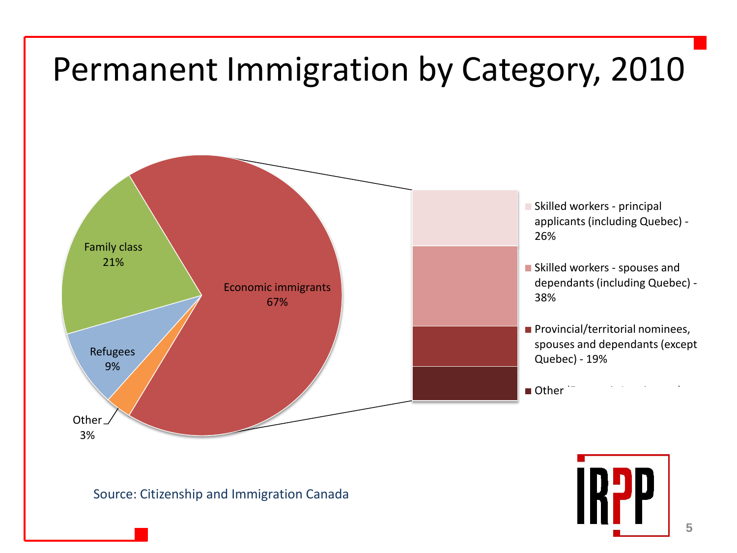# Permanent Immigration by Category, 2010

Family class 21%

Economic immigrants 67%

Refugees 9%

Other 3%

- Skilled workers - principal applicants (including Quebec) - 26%
- Skilled workers - spouses and dependants (including Quebec) - 38%
- Provincial/territorial nominees, spouses and dependants (except Quebec) - 19%
- Other

Source: Citizenship and Immigration Canada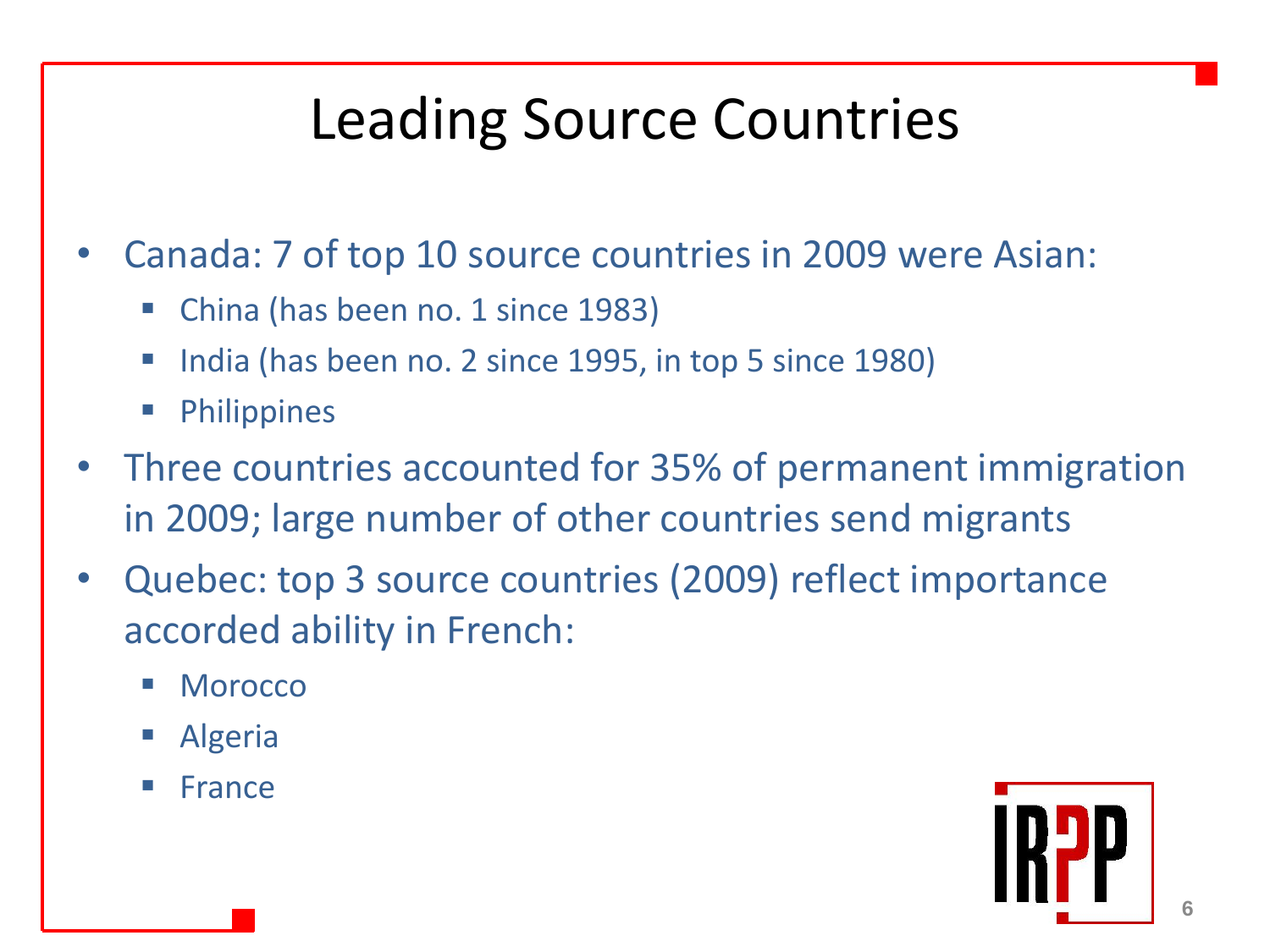# Leading Source Countries

- Canada: 7 of top 10 source countries in 2009 were Asian:
  - China (has been no. 1 since 1983)
  - India (has been no. 2 since 1995, in top 5 since 1980)
  - Philippines
- Three countries accounted for 35% of permanent immigration in 2009; large number of other countries send migrants
- Quebec: top 3 source countries (2009) reflect importance accorded ability in French:
  - Morocco
  - Algeria
  - France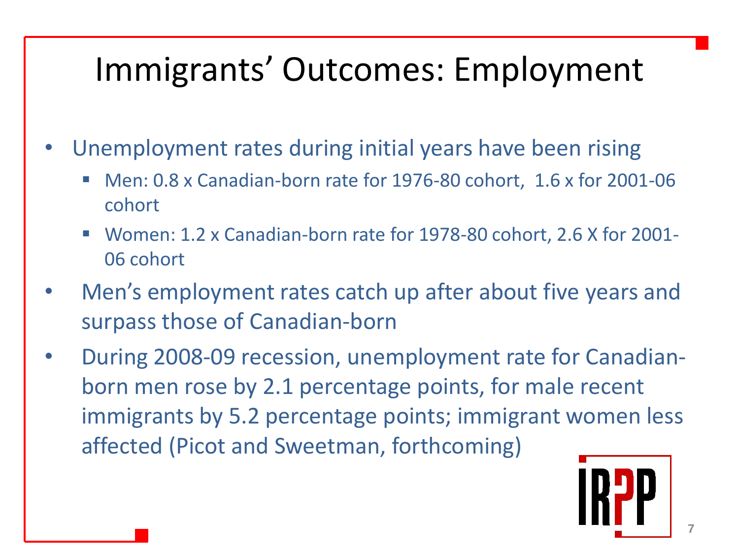# Immigrants' Outcomes: Employment

- Unemployment rates during initial years have been rising
  - Men: 0.8 x Canadian-born rate for 1976-80 cohort, 1.6 x for 2001-06 cohort
  - Women: 1.2 x Canadian-born rate for 1978-80 cohort, 2.6 X for 2001-06 cohort
- Men's employment rates catch up after about five years and surpass those of Canadian-born
- During 2008-09 recession, unemployment rate for Canadian-born men rose by 2.1 percentage points, for male recent immigrants by 5.2 percentage points; immigrant women less affected (Picot and Sweetman, forthcoming)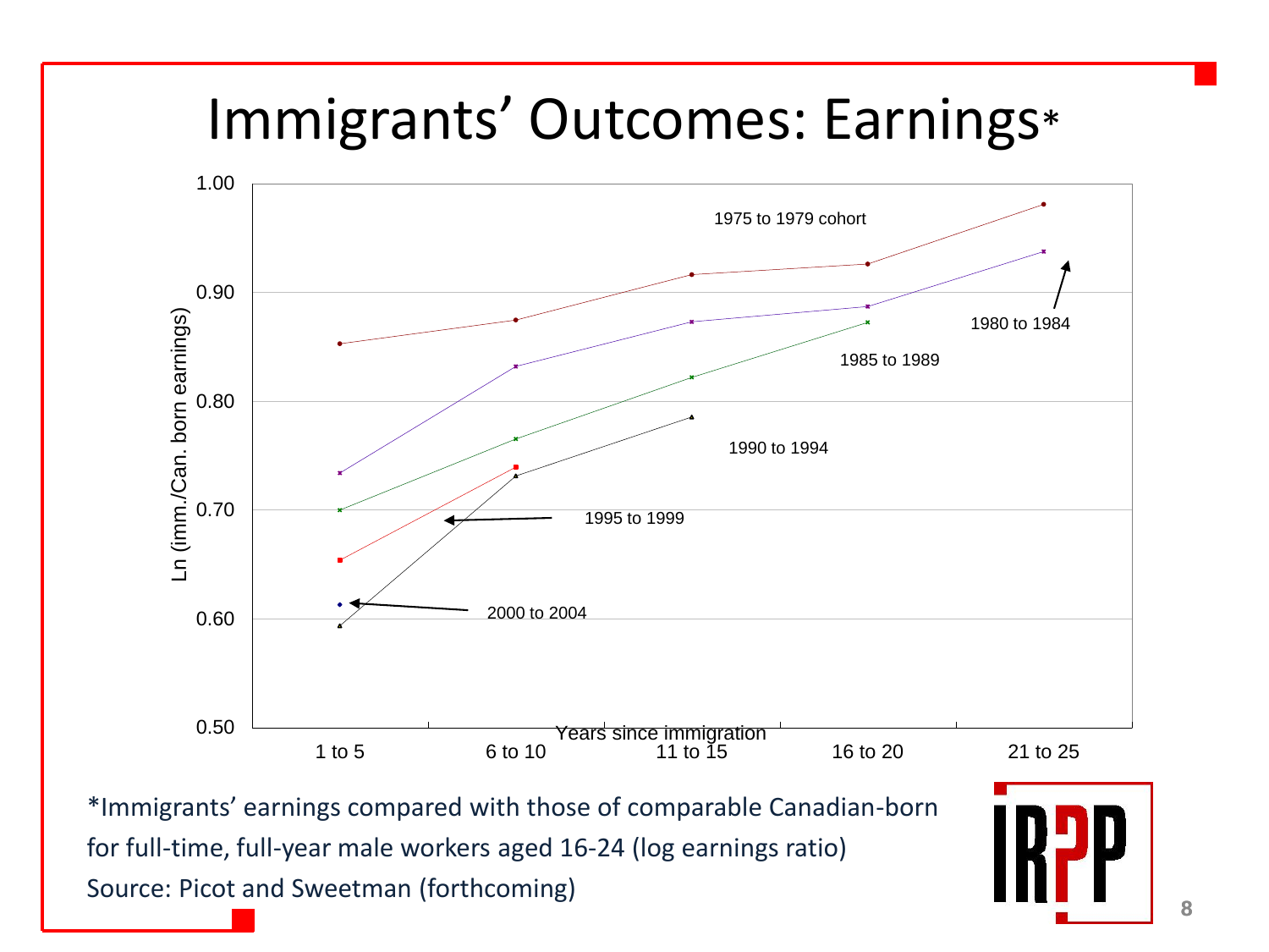# Immigrants' Outcomes: Earnings*

| Cohort | 1 to 5 | 6 to 10 | 11 to 15 | 16 to 20 | 21 to 25 |
|---|---|---|---|---|---|
| 1975 to 1979 cohort | 0.85 | 0.87 | 0.92 | 0.93 | 0.98 |
| 1980 to 1984 | 0.73 | 0.83 | 0.87 | 0.89 | 0.94 |
| 1985 to 1989 | 0.70 | 0.76 | 0.82 | 0.87 | |
| 1990 to 1994 | 0.59 | 0.73 | 0.78 | | |
| 1995 to 1999 | 0.65 | 0.74 | | | |
| 2000 to 2004 | 0.61 | | | | |

Y-axis: Ln (imm./Can. born earnings); X-axis: Years since immigration. Values are approximate readings from the chart.

*Immigrants' earnings compared with those of comparable Canadian-born for full-time, full-year male workers aged 16-24 (log earnings ratio)

Source: Picot and Sweetman (forthcoming)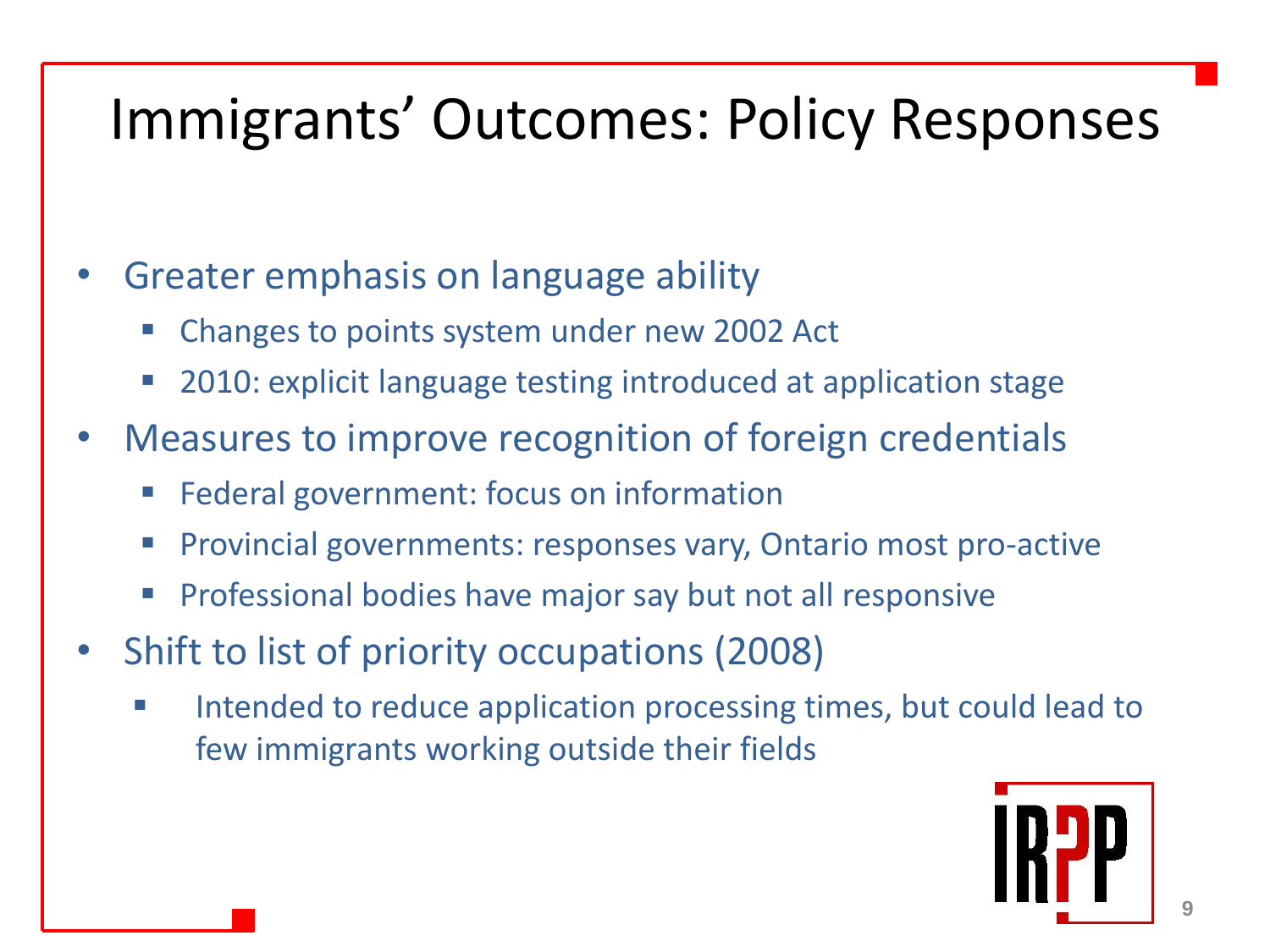# Immigrants' Outcomes: Policy Responses

- Greater emphasis on language ability
  - Changes to points system under new 2002 Act
  - 2010: explicit language testing introduced at application stage
- Measures to improve recognition of foreign credentials
  - Federal government: focus on information
  - Provincial governments: responses vary, Ontario most pro-active
  - Professional bodies have major say but not all responsive
- Shift to list of priority occupations (2008)
  - Intended to reduce application processing times, but could lead to few immigrants working outside their fields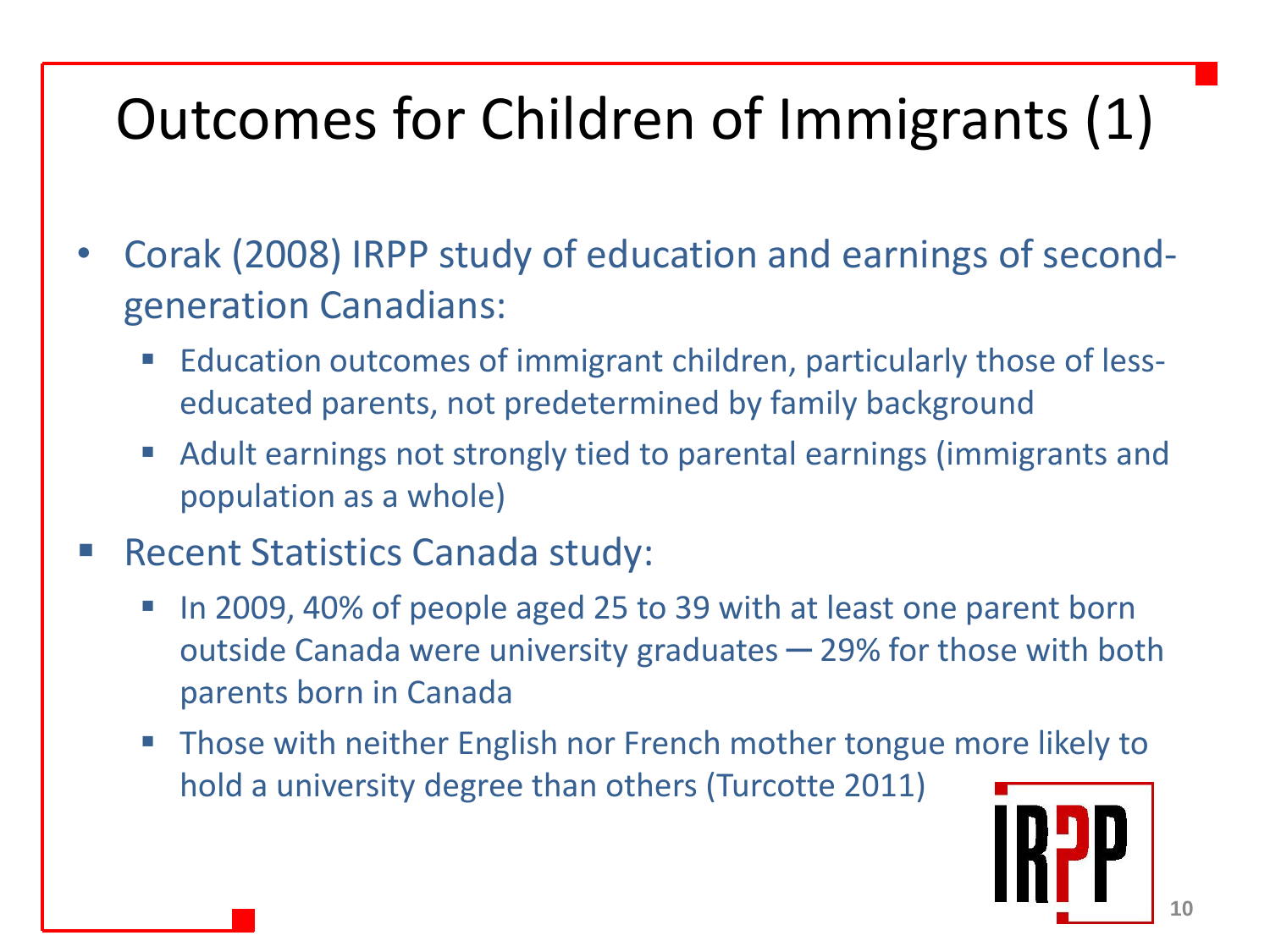# Outcomes for Children of Immigrants (1)

- Corak (2008) IRPP study of education and earnings of second-generation Canadians:
  - Education outcomes of immigrant children, particularly those of less-educated parents, not predetermined by family background
  - Adult earnings not strongly tied to parental earnings (immigrants and population as a whole)
- Recent Statistics Canada study:
  - In 2009, 40% of people aged 25 to 39 with at least one parent born outside Canada were university graduates — 29% for those with both parents born in Canada
  - Those with neither English nor French mother tongue more likely to hold a university degree than others (Turcotte 2011)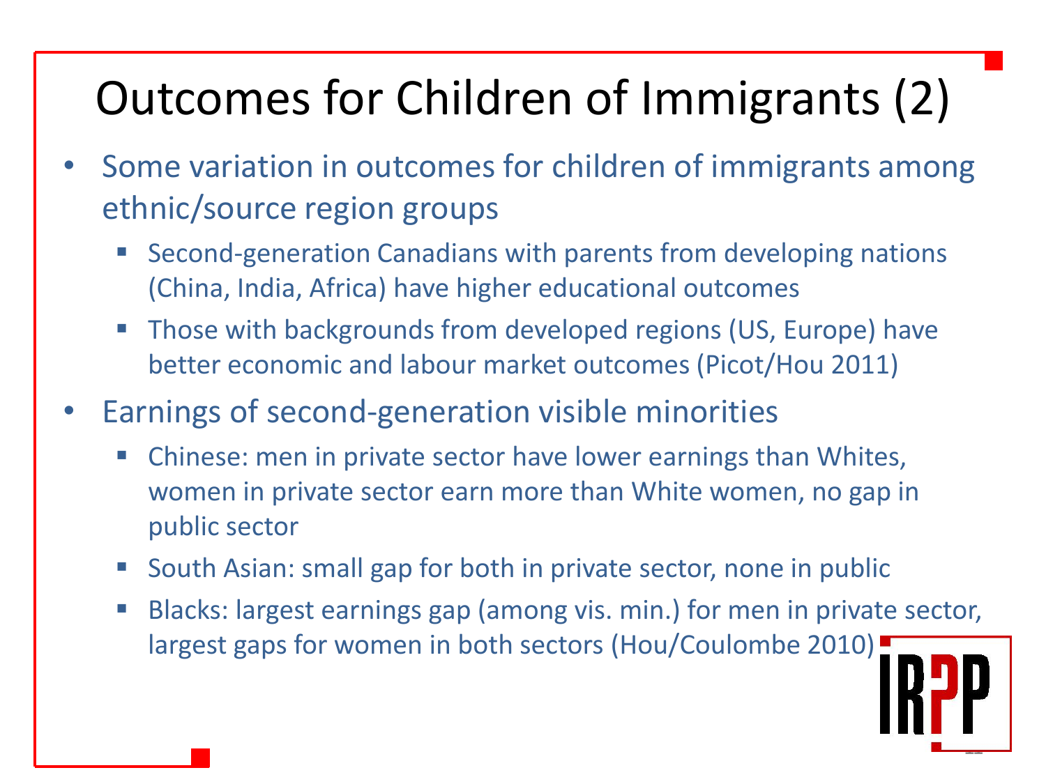# Outcomes for Children of Immigrants (2)

- Some variation in outcomes for children of immigrants among ethnic/source region groups
  - Second-generation Canadians with parents from developing nations (China, India, Africa) have higher educational outcomes
  - Those with backgrounds from developed regions (US, Europe) have better economic and labour market outcomes (Picot/Hou 2011)
- Earnings of second-generation visible minorities
  - Chinese: men in private sector have lower earnings than Whites, women in private sector earn more than White women, no gap in public sector
  - South Asian: small gap for both in private sector, none in public
  - Blacks: largest earnings gap (among vis. min.) for men in private sector, largest gaps for women in both sectors (Hou/Coulombe 2010)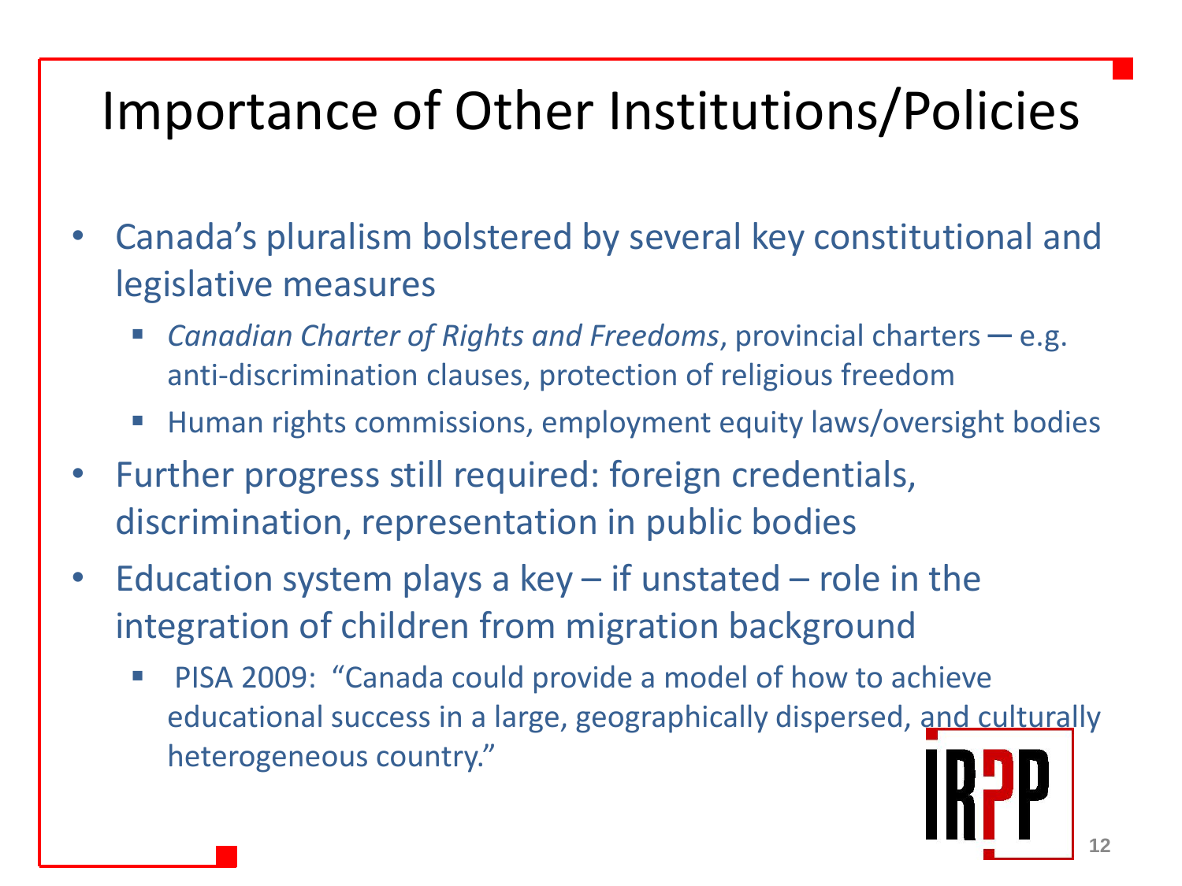# Importance of Other Institutions/Policies

- Canada's pluralism bolstered by several key constitutional and legislative measures
  - *Canadian Charter of Rights and Freedoms*, provincial charters – e.g. anti-discrimination clauses, protection of religious freedom
  - Human rights commissions, employment equity laws/oversight bodies
- Further progress still required: foreign credentials, discrimination, representation in public bodies
- Education system plays a key – if unstated – role in the integration of children from migration background
  - PISA 2009: "Canada could provide a model of how to achieve educational success in a large, geographically dispersed, and culturally heterogeneous country."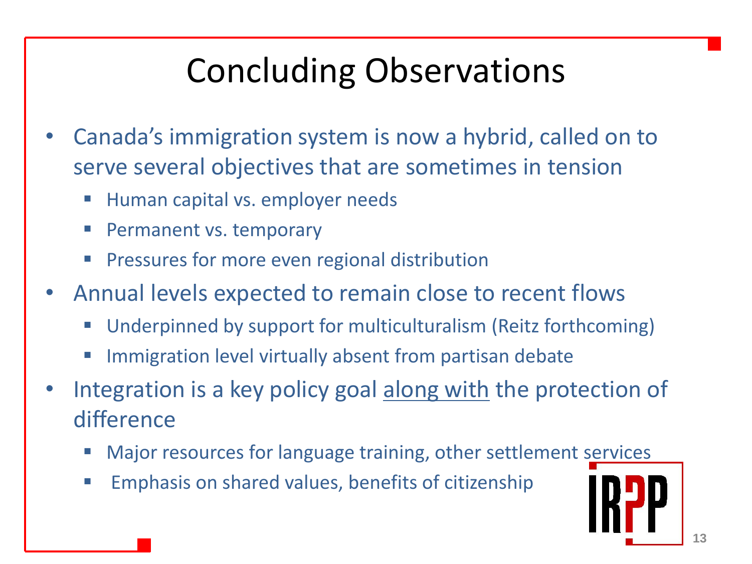# Concluding Observations

- Canada's immigration system is now a hybrid, called on to serve several objectives that are sometimes in tension
  - Human capital vs. employer needs
  - Permanent vs. temporary
  - Pressures for more even regional distribution
- Annual levels expected to remain close to recent flows
  - Underpinned by support for multiculturalism (Reitz forthcoming)
  - Immigration level virtually absent from partisan debate
- Integration is a key policy goal <u>along with</u> the protection of difference
  - Major resources for language training, other settlement services
  - Emphasis on shared values, benefits of citizenship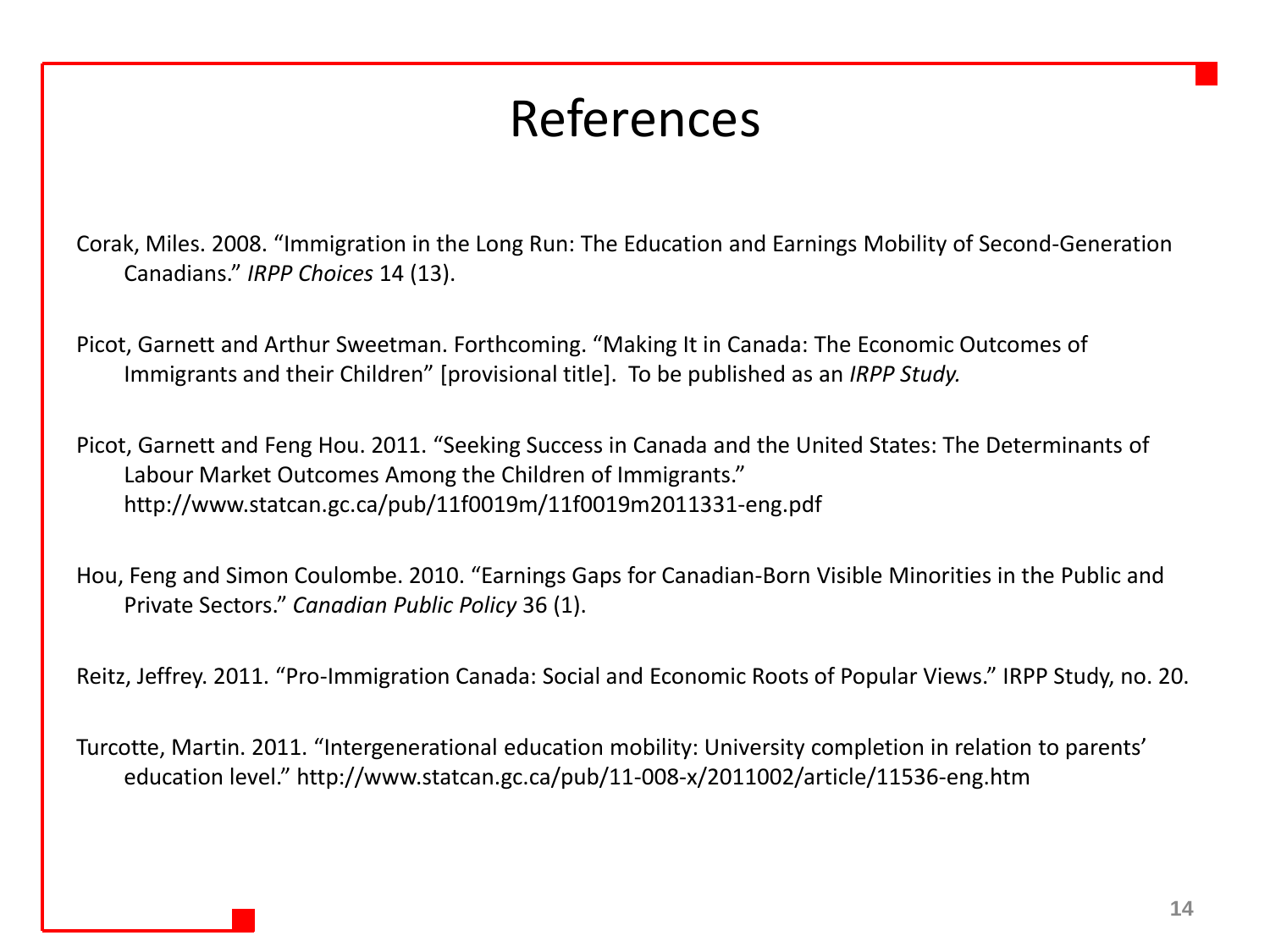# References

Corak, Miles. 2008. "Immigration in the Long Run: The Education and Earnings Mobility of Second-Generation Canadians." *IRPP Choices* 14 (13).

Picot, Garnett and Arthur Sweetman. Forthcoming. "Making It in Canada: The Economic Outcomes of Immigrants and their Children" [provisional title]. To be published as an *IRPP Study.*

Picot, Garnett and Feng Hou. 2011. "Seeking Success in Canada and the United States: The Determinants of Labour Market Outcomes Among the Children of Immigrants." http://www.statcan.gc.ca/pub/11f0019m/11f0019m2011331-eng.pdf

Hou, Feng and Simon Coulombe. 2010. "Earnings Gaps for Canadian-Born Visible Minorities in the Public and Private Sectors." *Canadian Public Policy* 36 (1).

Reitz, Jeffrey. 2011. "Pro-Immigration Canada: Social and Economic Roots of Popular Views." IRPP Study, no. 20.

Turcotte, Martin. 2011. "Intergenerational education mobility: University completion in relation to parents' education level." http://www.statcan.gc.ca/pub/11-008-x/2011002/article/11536-eng.htm